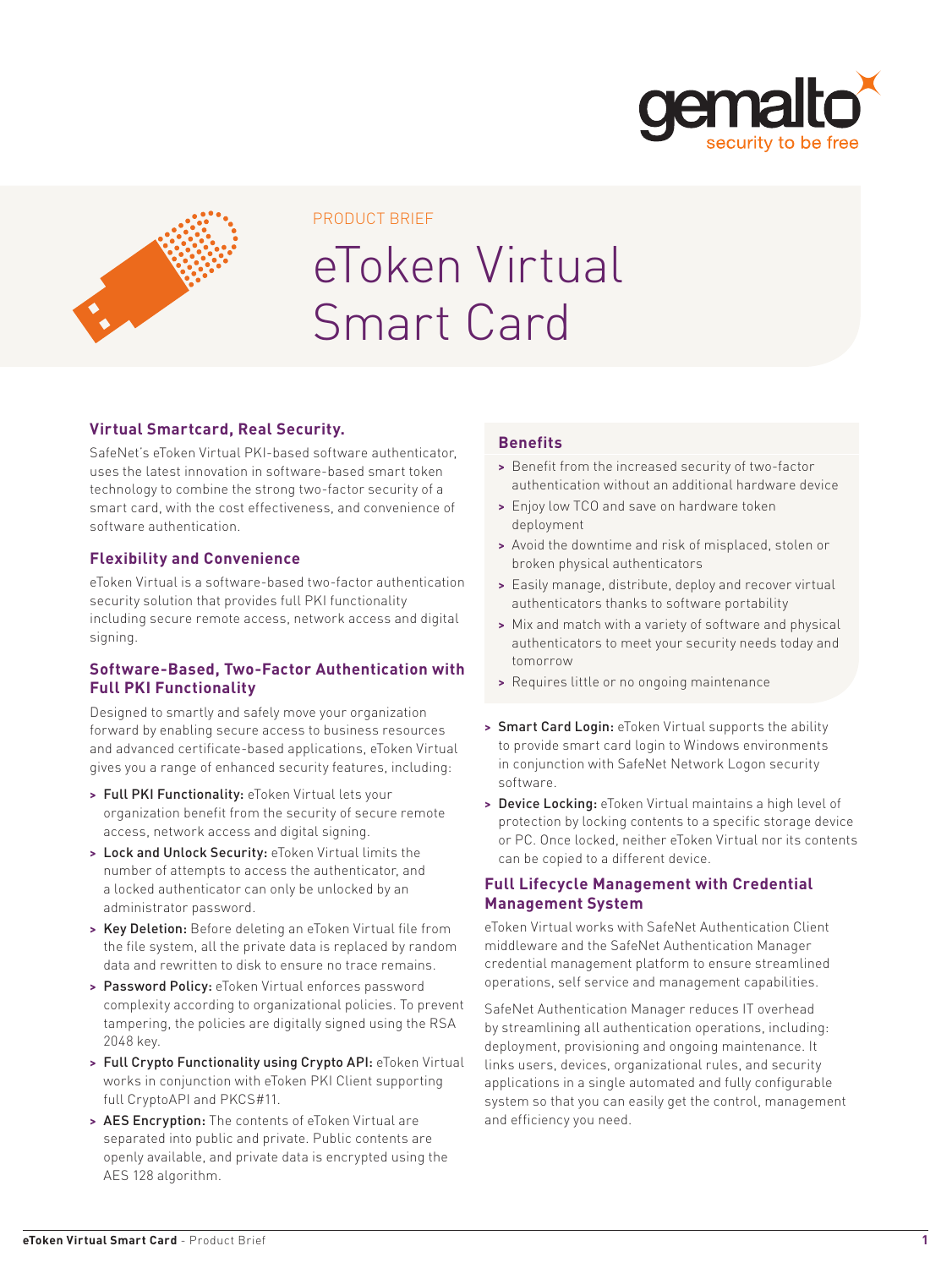PRODUCT BRIEF

# eToken Virtual Smart Card

## Virtual Smartcard, Real Security.

SafeNet's eToken Virtual PKI-based software authenticator, uses the latest innovation in software-based smart token technology to combine the strong two-factor security of a smart card, with the cost effectiveness, and convenience of software authentication.

## Flexibility and Convenience

eToken Virtual is a software-based two-factor authentication security solution that provides full PKI functionality including secure remote access, network access and digital signing.

## Software-Based, Two-Factor Authentication with Full PKI Functionality

Designed to smartly and safely move your organization forward by enabling secure access to business resources and advanced certificate-based applications, eToken Virtual gives you a range of enhanced security features, including:

- **Full PKI Functionality:** eToken Virtual lets your organization benefit from the security of secure remote access, network access and digital signing.
- **Lock and Unlock Security:** eToken Virtual limits the number of attempts to access the authenticator, and a locked authenticator can only be unlocked by an administrator password.
- **Key Deletion:** Before deleting an eToken Virtual file from the file system, all the private data is replaced by random data and rewritten to disk to ensure no trace remains.
- **Password Policy:** eToken Virtual enforces password complexity according to organizational policies. To prevent tampering, the policies are digitally signed using the RSA 2048 key.
- **Full Crypto Functionality using Crypto API:** eToken Virtual works in conjunction with eToken PKI Client supporting full CryptoAPI and PKCS#11.
- **AES Encryption:** The contents of eToken Virtual are separated into public and private. Public contents are openly available, and private data is encrypted using the AES 128 algorithm.
- **Smart Card Login:** eToken Virtual supports the ability to provide smart card login to Windows environments in conjunction with SafeNet Network Logon security software.
- **Device Locking:** eToken Virtual maintains a high level of protection by locking contents to a specific storage device or PC. Once locked, neither eToken Virtual nor its contents can be copied to a different device.

## Benefits

- Benefit from the increased security of two-factor authentication without an additional hardware device
- Enjoy low TCO and save on hardware token deployment
- Avoid the downtime and risk of misplaced, stolen or broken physical authenticators
- Easily manage, distribute, deploy and recover virtual authenticators thanks to software portability
- Mix and match with a variety of software and physical authenticators to meet your security needs today and tomorrow
- Requires little or no ongoing maintenance

## Full Lifecycle Management with Credential Management System

eToken Virtual works with SafeNet Authentication Client middleware and the SafeNet Authentication Manager credential management platform to ensure streamlined operations, self service and management capabilities.

SafeNet Authentication Manager reduces IT overhead by streamlining all authentication operations, including: deployment, provisioning and ongoing maintenance. It links users, devices, organizational rules, and security applications in a single automated and fully configurable system so that you can easily get the control, management and efficiency you need.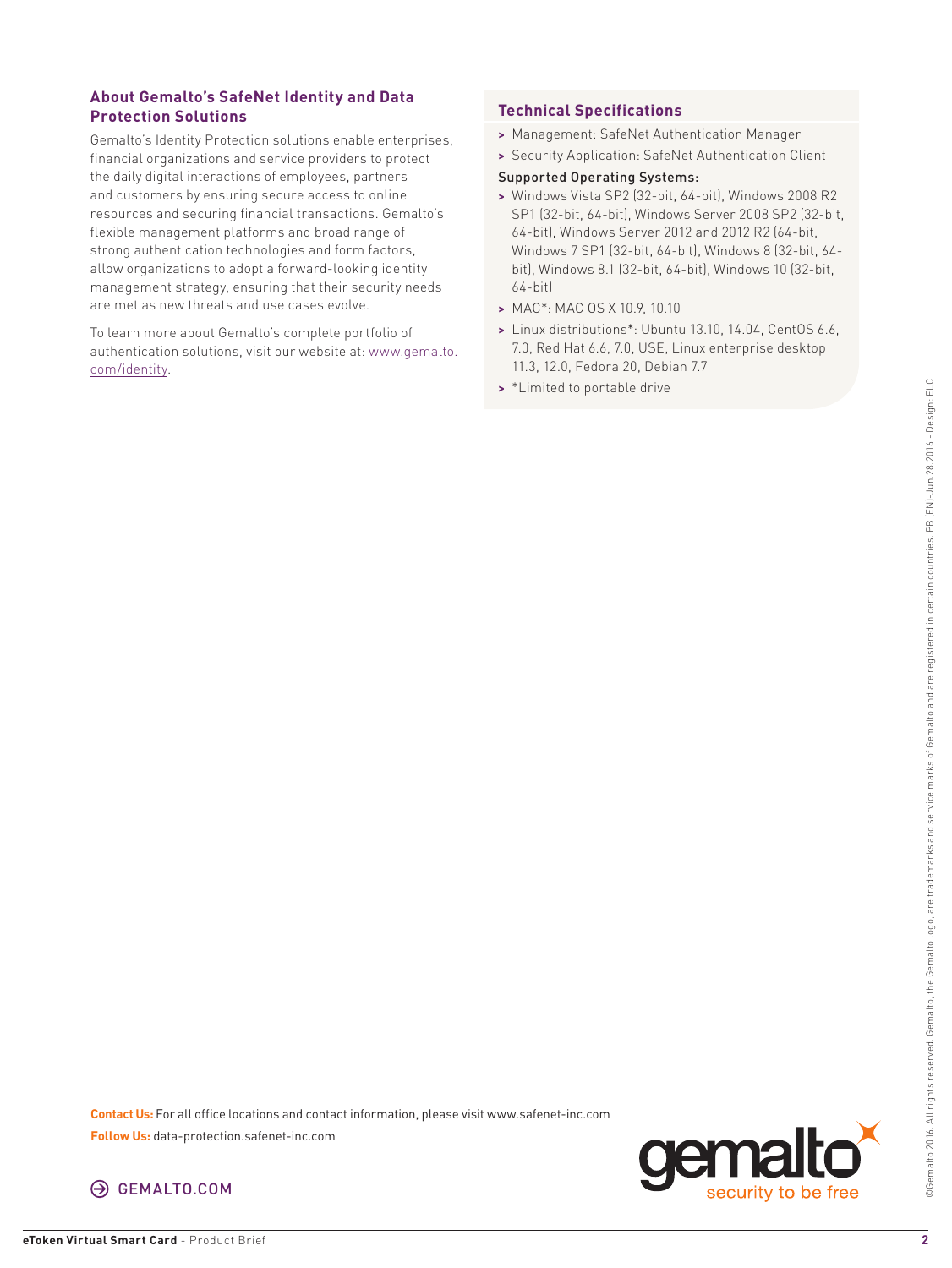## About Gemalto's SafeNet Identity and Data Protection Solutions

Gemalto's Identity Protection solutions enable enterprises, financial organizations and service providers to protect the daily digital interactions of employees, partners and customers by ensuring secure access to online resources and securing financial transactions. Gemalto's flexible management platforms and broad range of strong authentication technologies and form factors, allow organizations to adopt a forward-looking identity management strategy, ensuring that their security needs are met as new threats and use cases evolve.

To learn more about Gemalto's complete portfolio of authentication solutions, visit our website at: www.gemalto.com/identity.

## Technical Specifications

- Management: SafeNet Authentication Manager
- Security Application: SafeNet Authentication Client

**Supported Operating Systems:**

- Windows Vista SP2 (32-bit, 64-bit), Windows 2008 R2 SP1 (32-bit, 64-bit), Windows Server 2008 SP2 (32-bit, 64-bit), Windows Server 2012 and 2012 R2 (64-bit, Windows 7 SP1 (32-bit, 64-bit), Windows 8 (32-bit, 64-bit), Windows 8.1 (32-bit, 64-bit), Windows 10 (32-bit, 64-bit)
- MAC*: MAC OS X 10.9, 10.10
- Linux distributions*: Ubuntu 13.10, 14.04, CentOS 6.6, 7.0, Red Hat 6.6, 7.0, USE, Linux enterprise desktop 11.3, 12.0, Fedora 20, Debian 7.7
- *Limited to portable drive

**Contact Us:** For all office locations and contact information, please visit www.safenet-inc.com

**Follow Us:** data-protection.safenet-inc.com

GEMALTO.COM

gemalto security to be free

©Gemalto 2016. All rights reserved. Gemalto, the Gemalto logo, are trademarks and service marks of Gemalto and are registered in certain countries. PB (EN)-Jun.28.2016 - Design: ELC